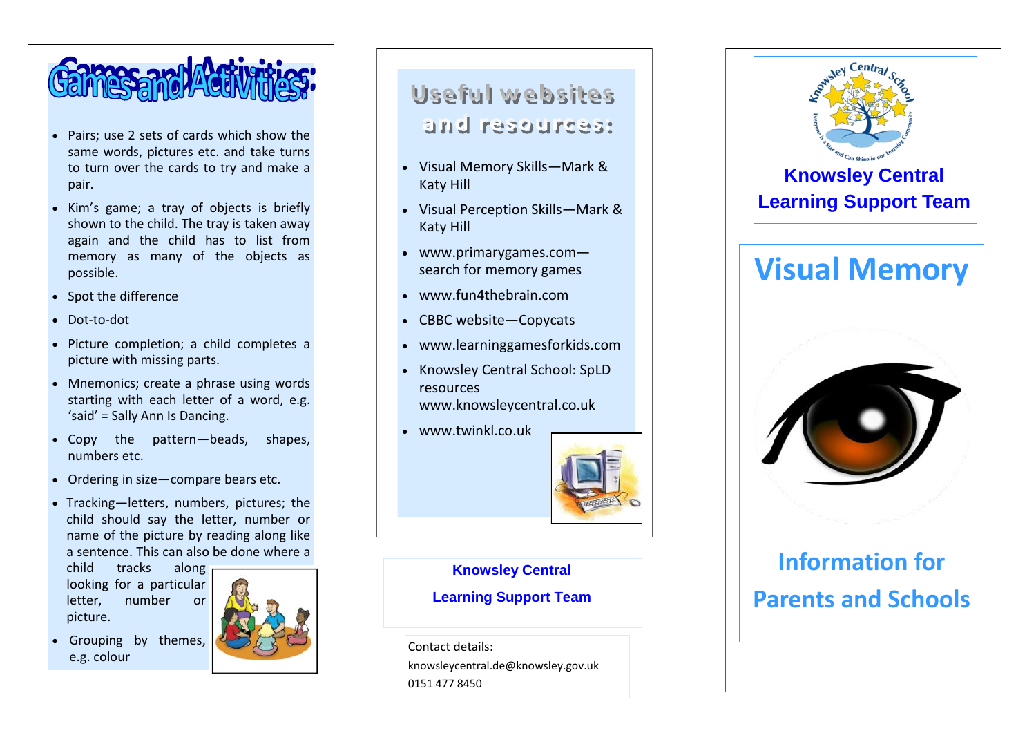# Games and Activities:

- Pairs; use 2 sets of cards which show the same words, pictures etc. and take turns to turn over the cards to try and make a pair.
- Kim's game; a tray of objects is briefly shown to the child. The tray is taken away again and the child has to list from memory as many of the objects as possible.
- Spot the difference
- Dot-to-dot
- Picture completion; a child completes a picture with missing parts.
- Mnemonics; create a phrase using words starting with each letter of a word, e.g. 'said' = Sally Ann Is Dancing.
- Copy the pattern—beads, shapes, numbers etc.
- Ordering in size—compare bears etc.
- Tracking—letters, numbers, pictures; the child should say the letter, number or name of the picture by reading along like a sentence. This can also be done where a child tracks along looking for a particular letter, number or picture.
- Grouping by themes, e.g. colour

# Useful websites and resources:

- Visual Memory Skills—Mark & Katy Hill
- Visual Perception Skills—Mark & Katy Hill
- www.primarygames.com—search for memory games
- www.fun4thebrain.com
- CBBC website—Copycats
- www.learninggamesforkids.com
- Knowsley Central School: SpLD resources www.knowsleycentral.co.uk
- www.twinkl.co.uk

**Knowsley Central**

**Learning Support Team**

Contact details:
knowsleycentral.de@knowsley.gov.uk
0151 477 8450

Knowsley Central School
Everyone is a Star and Can Shine in our Learning Community

## Knowsley Central Learning Support Team

# Visual Memory

## Information for Parents and Schools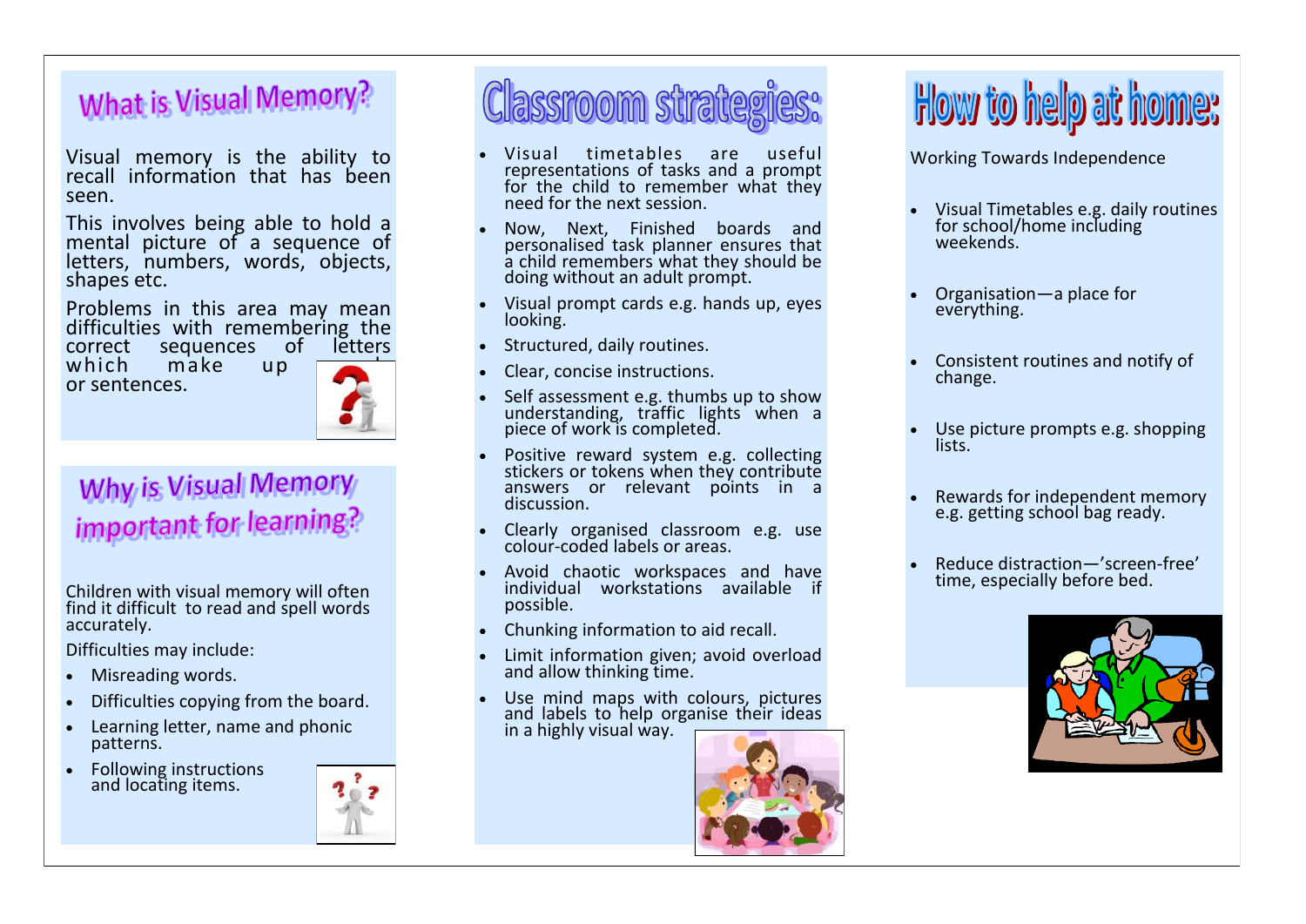## What is Visual Memory?

Visual memory is the ability to recall information that has been seen.

This involves being able to hold a mental picture of a sequence of letters, numbers, words, objects, shapes etc.

Problems in this area may mean difficulties with remembering the correct sequences of letters which make up words or sentences.

## Why is Visual Memory important for learning?

Children with visual memory will often find it difficult to read and spell words accurately.

Difficulties may include:

- Misreading words.
- Difficulties copying from the board.
- Learning letter, name and phonic patterns.
- Following instructions and locating items.

## Classroom strategies:

- Visual timetables are useful representations of tasks and a prompt for the child to remember what they need for the next session.
- Now, Next, Finished boards and personalised task planner ensures that a child remembers what they should be doing without an adult prompt.
- Visual prompt cards e.g. hands up, eyes looking.
- Structured, daily routines.
- Clear, concise instructions.
- Self assessment e.g. thumbs up to show understanding, traffic lights when a piece of work is completed.
- Positive reward system e.g. collecting stickers or tokens when they contribute answers or relevant points in a discussion.
- Clearly organised classroom e.g. use colour-coded labels or areas.
- Avoid chaotic workspaces and have individual workstations available if possible.
- Chunking information to aid recall.
- Limit information given; avoid overload and allow thinking time.
- Use mind maps with colours, pictures and labels to help organise their ideas in a highly visual way.

## How to help at home:

Working Towards Independence

- Visual Timetables e.g. daily routines for school/home including weekends.
- Organisation—a place for everything.
- Consistent routines and notify of change.
- Use picture prompts e.g. shopping lists.
- Rewards for independent memory e.g. getting school bag ready.
- Reduce distraction—'screen-free' time, especially before bed.